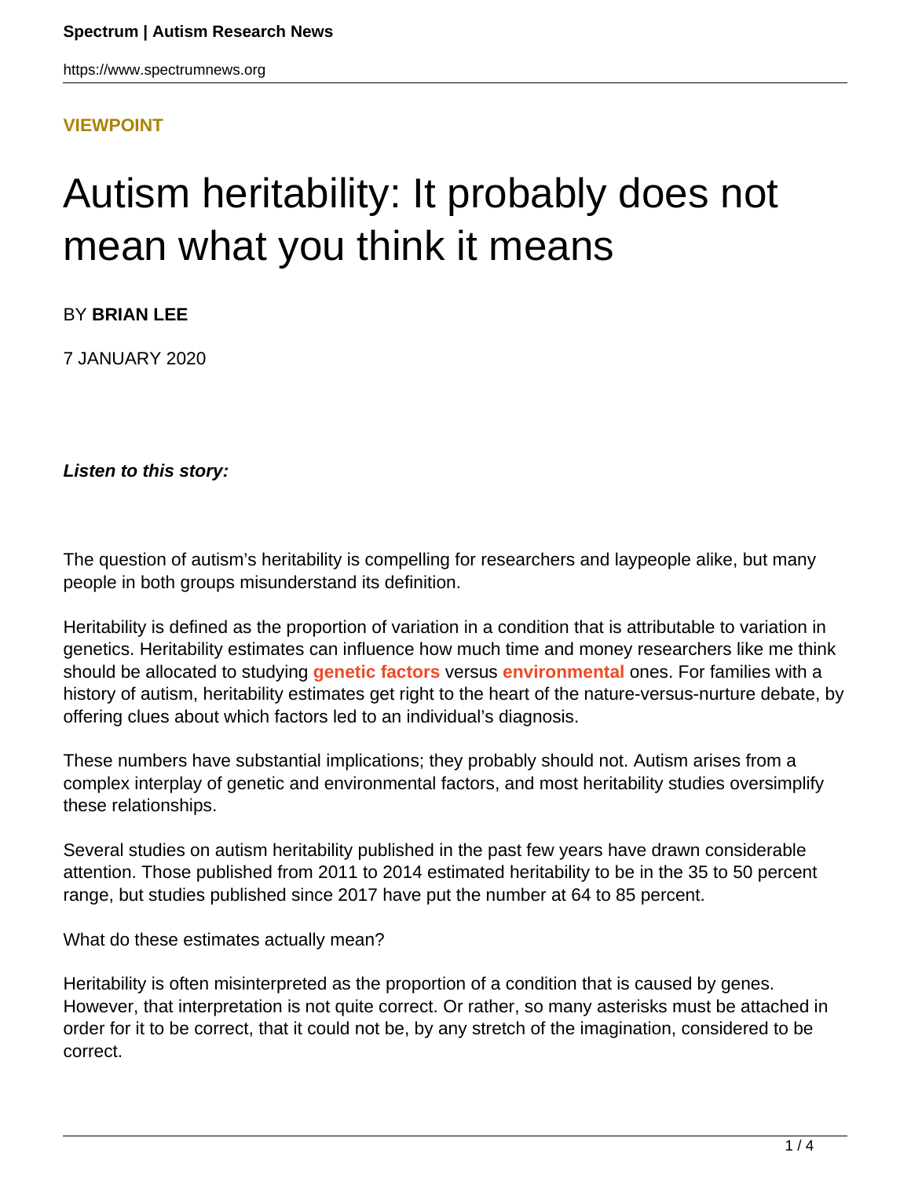VIEWPOINT

# Autism heritability: It probably does not mean what you think it means

BY **BRIAN LEE**

7 JANUARY 2020

***Listen to this story:***

The question of autism's heritability is compelling for researchers and laypeople alike, but many people in both groups misunderstand its definition.

Heritability is defined as the proportion of variation in a condition that is attributable to variation in genetics. Heritability estimates can influence how much time and money researchers like me think should be allocated to studying **genetic factors** versus **environmental** ones. For families with a history of autism, heritability estimates get right to the heart of the nature-versus-nurture debate, by offering clues about which factors led to an individual's diagnosis.

These numbers have substantial implications; they probably should not. Autism arises from a complex interplay of genetic and environmental factors, and most heritability studies oversimplify these relationships.

Several studies on autism heritability published in the past few years have drawn considerable attention. Those published from 2011 to 2014 estimated heritability to be in the 35 to 50 percent range, but studies published since 2017 have put the number at 64 to 85 percent.

What do these estimates actually mean?

Heritability is often misinterpreted as the proportion of a condition that is caused by genes. However, that interpretation is not quite correct. Or rather, so many asterisks must be attached in order for it to be correct, that it could not be, by any stretch of the imagination, considered to be correct.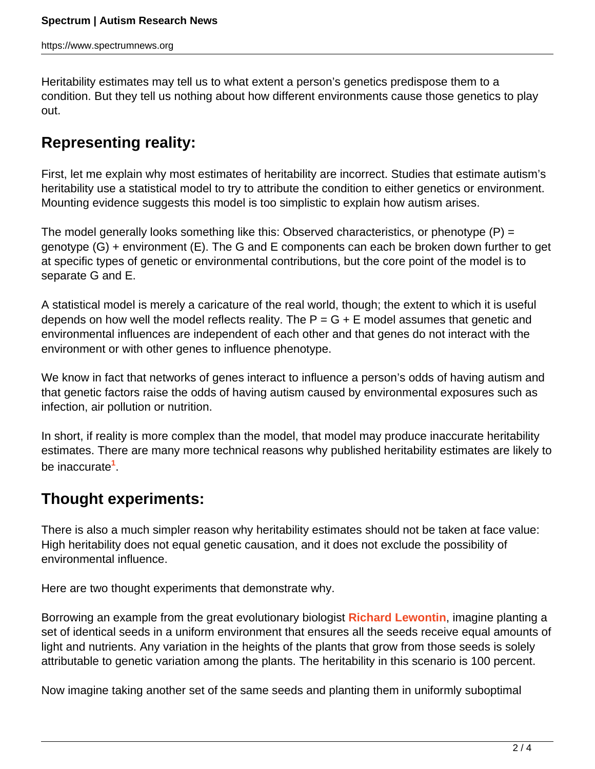Heritability estimates may tell us to what extent a person's genetics predispose them to a condition. But they tell us nothing about how different environments cause those genetics to play out.

## Representing reality:

First, let me explain why most estimates of heritability are incorrect. Studies that estimate autism's heritability use a statistical model to try to attribute the condition to either genetics or environment. Mounting evidence suggests this model is too simplistic to explain how autism arises.

The model generally looks something like this: Observed characteristics, or phenotype (P) = genotype (G) + environment (E). The G and E components can each be broken down further to get at specific types of genetic or environmental contributions, but the core point of the model is to separate G and E.

A statistical model is merely a caricature of the real world, though; the extent to which it is useful depends on how well the model reflects reality. The $P = G + E$ model assumes that genetic and environmental influences are independent of each other and that genes do not interact with the environment or with other genes to influence phenotype.

We know in fact that networks of genes interact to influence a person's odds of having autism and that genetic factors raise the odds of having autism caused by environmental exposures such as infection, air pollution or nutrition.

In short, if reality is more complex than the model, that model may produce inaccurate heritability estimates. There are many more technical reasons why published heritability estimates are likely to be inaccurate[1].

## Thought experiments:

There is also a much simpler reason why heritability estimates should not be taken at face value: High heritability does not equal genetic causation, and it does not exclude the possibility of environmental influence.

Here are two thought experiments that demonstrate why.

Borrowing an example from the great evolutionary biologist **Richard Lewontin**, imagine planting a set of identical seeds in a uniform environment that ensures all the seeds receive equal amounts of light and nutrients. Any variation in the heights of the plants that grow from those seeds is solely attributable to genetic variation among the plants. The heritability in this scenario is 100 percent.

Now imagine taking another set of the same seeds and planting them in uniformly suboptimal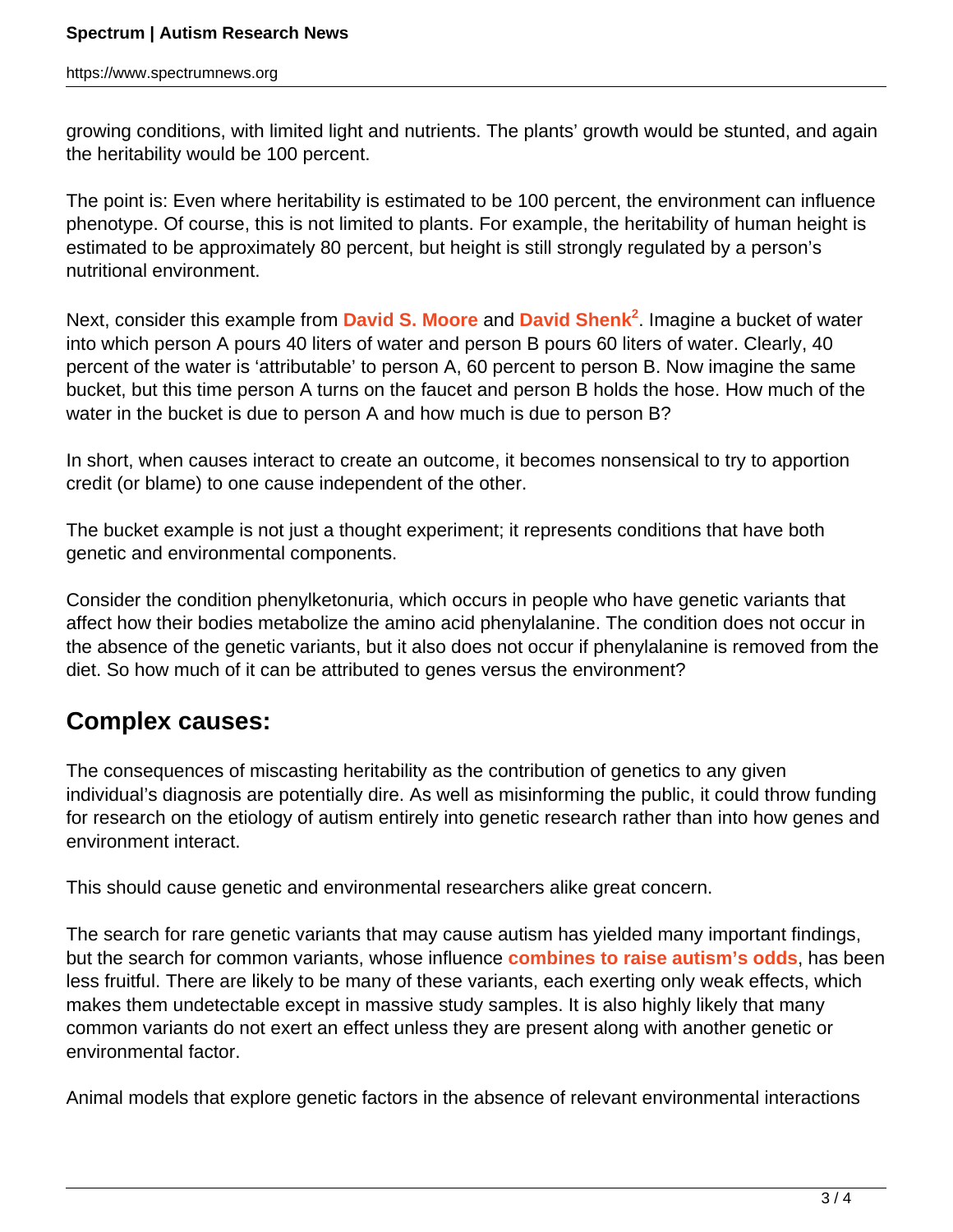growing conditions, with limited light and nutrients. The plants' growth would be stunted, and again the heritability would be 100 percent.

The point is: Even where heritability is estimated to be 100 percent, the environment can influence phenotype. Of course, this is not limited to plants. For example, the heritability of human height is estimated to be approximately 80 percent, but height is still strongly regulated by a person's nutritional environment.

Next, consider this example from **David S. Moore** and **David Shenk**[2]. Imagine a bucket of water into which person A pours 40 liters of water and person B pours 60 liters of water. Clearly, 40 percent of the water is 'attributable' to person A, 60 percent to person B. Now imagine the same bucket, but this time person A turns on the faucet and person B holds the hose. How much of the water in the bucket is due to person A and how much is due to person B?

In short, when causes interact to create an outcome, it becomes nonsensical to try to apportion credit (or blame) to one cause independent of the other.

The bucket example is not just a thought experiment; it represents conditions that have both genetic and environmental components.

Consider the condition phenylketonuria, which occurs in people who have genetic variants that affect how their bodies metabolize the amino acid phenylalanine. The condition does not occur in the absence of the genetic variants, but it also does not occur if phenylalanine is removed from the diet. So how much of it can be attributed to genes versus the environment?

## Complex causes:

The consequences of miscasting heritability as the contribution of genetics to any given individual's diagnosis are potentially dire. As well as misinforming the public, it could throw funding for research on the etiology of autism entirely into genetic research rather than into how genes and environment interact.

This should cause genetic and environmental researchers alike great concern.

The search for rare genetic variants that may cause autism has yielded many important findings, but the search for common variants, whose influence **combines to raise autism's odds**, has been less fruitful. There are likely to be many of these variants, each exerting only weak effects, which makes them undetectable except in massive study samples. It is also highly likely that many common variants do not exert an effect unless they are present along with another genetic or environmental factor.

Animal models that explore genetic factors in the absence of relevant environmental interactions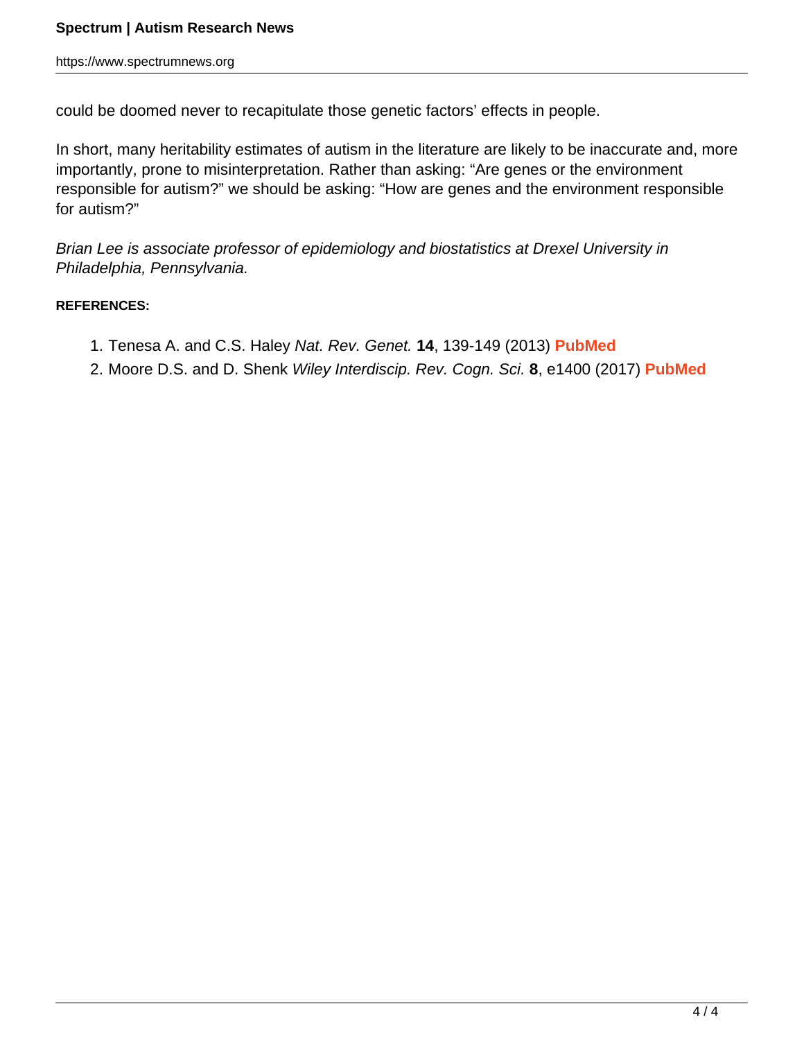could be doomed never to recapitulate those genetic factors' effects in people.

In short, many heritability estimates of autism in the literature are likely to be inaccurate and, more importantly, prone to misinterpretation. Rather than asking: "Are genes or the environment responsible for autism?" we should be asking: "How are genes and the environment responsible for autism?"

*Brian Lee is associate professor of epidemiology and biostatistics at Drexel University in Philadelphia, Pennsylvania.*

**REFERENCES:**

1. Tenesa A. and C.S. Haley *Nat. Rev. Genet.* **14**, 139-149 (2013) **PubMed**
2. Moore D.S. and D. Shenk *Wiley Interdiscip. Rev. Cogn. Sci.* **8**, e1400 (2017) **PubMed**